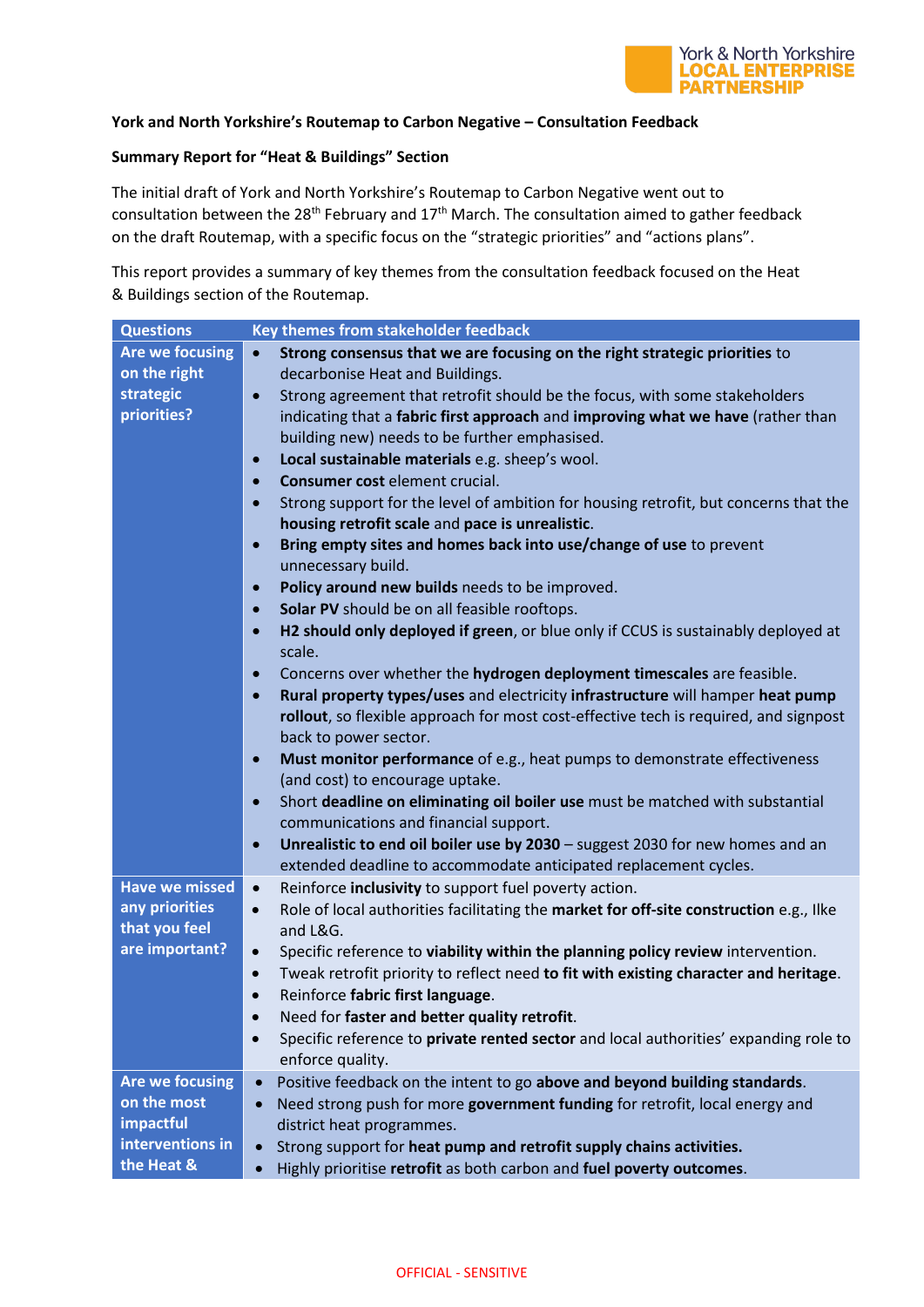**York and North Yorkshire's Routemap to Carbon Negative – Consultation Feedback**

**Summary Report for "Heat & Buildings" Section**

The initial draft of York and North Yorkshire's Routemap to Carbon Negative went out to consultation between the 28th February and 17th March. The consultation aimed to gather feedback on the draft Routemap, with a specific focus on the "strategic priorities" and "actions plans".

This report provides a summary of key themes from the consultation feedback focused on the Heat & Buildings section of the Routemap.

| Questions | Key themes from stakeholder feedback |
|---|---|
| **Are we focusing on the right strategic priorities?** | • **Strong consensus that we are focusing on the right strategic priorities** to decarbonise Heat and Buildings.<br>• Strong agreement that retrofit should be the focus, with some stakeholders indicating that a **fabric first approach** and **improving what we have** (rather than building new) needs to be further emphasised.<br>• **Local sustainable materials** e.g. sheep's wool.<br>• **Consumer cost** element crucial.<br>• Strong support for the level of ambition for housing retrofit, but concerns that the **housing retrofit scale** and **pace is unrealistic**.<br>• **Bring empty sites and homes back into use/change of use** to prevent unnecessary build.<br>• **Policy around new builds** needs to be improved.<br>• **Solar PV** should be on all feasible rooftops.<br>• **H2 should only deployed if green**, or blue only if CCUS is sustainably deployed at scale.<br>• Concerns over whether the **hydrogen deployment timescales** are feasible.<br>• **Rural property types/uses** and electricity **infrastructure** will hamper **heat pump rollout**, so flexible approach for most cost-effective tech is required, and signpost back to power sector.<br>• **Must monitor performance** of e.g., heat pumps to demonstrate effectiveness (and cost) to encourage uptake.<br>• Short **deadline on eliminating oil boiler use** must be matched with substantial communications and financial support.<br>• **Unrealistic to end oil boiler use by 2030** – suggest 2030 for new homes and an extended deadline to accommodate anticipated replacement cycles. |
| **Have we missed any priorities that you feel are important?** | • Reinforce **inclusivity** to support fuel poverty action.<br>• Role of local authorities facilitating the **market for off-site construction** e.g., Ilke and L&G.<br>• Specific reference to **viability within the planning policy review** intervention.<br>• Tweak retrofit priority to reflect need **to fit with existing character and heritage**.<br>• Reinforce **fabric first language**.<br>• Need for **faster and better quality retrofit**.<br>• Specific reference to **private rented sector** and local authorities' expanding role to enforce quality. |
| **Are we focusing on the most impactful interventions in the Heat &** | • Positive feedback on the intent to go **above and beyond building standards**.<br>• Need strong push for more **government funding** for retrofit, local energy and district heat programmes.<br>• Strong support for **heat pump and retrofit supply chains activities.**<br>• Highly prioritise **retrofit** as both carbon and **fuel poverty outcomes**. |

OFFICIAL - SENSITIVE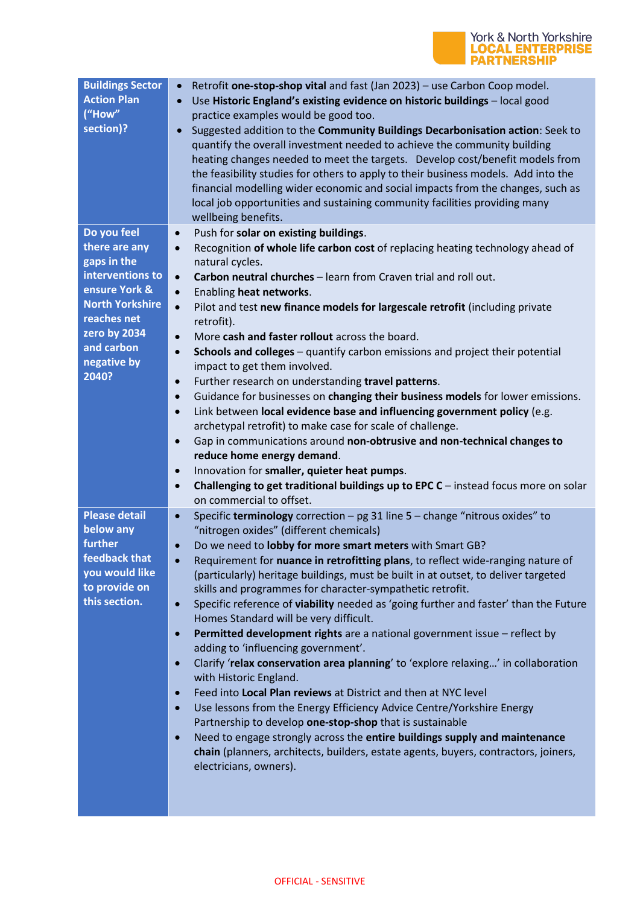| | |
|---|---|
| **Buildings Sector Action Plan ("How" section)?** | • Retrofit **one-stop-shop vital** and fast (Jan 2023) – use Carbon Coop model.<br>• Use **Historic England's existing evidence on historic buildings** – local good practice examples would be good too.<br>• Suggested addition to the **Community Buildings Decarbonisation action**: Seek to quantify the overall investment needed to achieve the community building heating changes needed to meet the targets. Develop cost/benefit models from the feasibility studies for others to apply to their business models. Add into the financial modelling wider economic and social impacts from the changes, such as local job opportunities and sustaining community facilities providing many wellbeing benefits. |
| **Do you feel there are any gaps in the interventions to ensure York & North Yorkshire reaches net zero by 2034 and carbon negative by 2040?** | • Push for **solar on existing buildings**.<br>• Recognition **of whole life carbon cost** of replacing heating technology ahead of natural cycles.<br>• **Carbon neutral churches** – learn from Craven trial and roll out.<br>• Enabling **heat networks**.<br>• Pilot and test **new finance models for largescale retrofit** (including private retrofit).<br>• More **cash and faster rollout** across the board.<br>• **Schools and colleges** – quantify carbon emissions and project their potential impact to get them involved.<br>• Further research on understanding **travel patterns**.<br>• Guidance for businesses on **changing their business models** for lower emissions.<br>• Link between **local evidence base and influencing government policy** (e.g. archetypal retrofit) to make case for scale of challenge.<br>• Gap in communications around **non-obtrusive and non-technical changes to reduce home energy demand**.<br>• Innovation for **smaller, quieter heat pumps**.<br>• **Challenging to get traditional buildings up to EPC C** – instead focus more on solar on commercial to offset. |
| **Please detail below any further feedback that you would like to provide on this section.** | • Specific **terminology** correction – pg 31 line 5 – change "nitrous oxides" to "nitrogen oxides" (different chemicals)<br>• Do we need to **lobby for more smart meters** with Smart GB?<br>• Requirement for **nuance in retrofitting plans**, to reflect wide-ranging nature of (particularly) heritage buildings, must be built in at outset, to deliver targeted skills and programmes for character-sympathetic retrofit.<br>• Specific reference of **viability** needed as 'going further and faster' than the Future Homes Standard will be very difficult.<br>• **Permitted development rights** are a national government issue – reflect by adding to 'influencing government'.<br>• Clarify '**relax conservation area planning**' to 'explore relaxing…' in collaboration with Historic England.<br>• Feed into **Local Plan reviews** at District and then at NYC level<br>• Use lessons from the Energy Efficiency Advice Centre/Yorkshire Energy Partnership to develop **one-stop-shop** that is sustainable<br>• Need to engage strongly across the **entire buildings supply and maintenance chain** (planners, architects, builders, estate agents, buyers, contractors, joiners, electricians, owners). |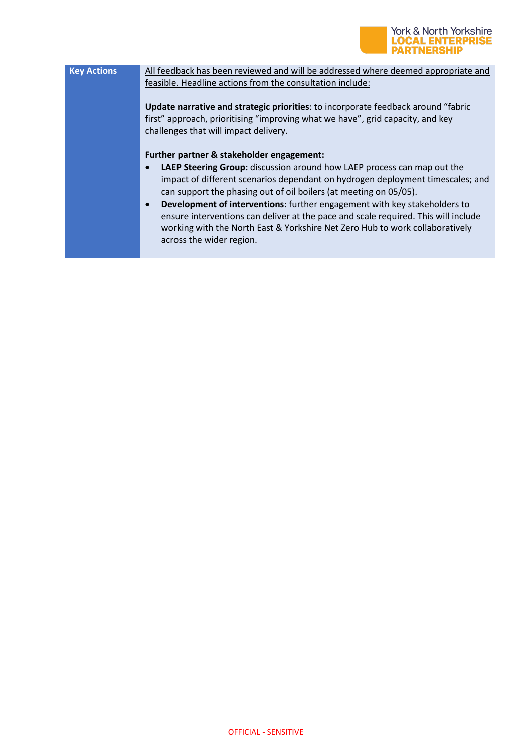| | |
|---|---|
| **Key Actions** | All feedback has been reviewed and will be addressed where deemed appropriate and feasible. Headline actions from the consultation include:<br><br>**Update narrative and strategic priorities**: to incorporate feedback around "fabric first" approach, prioritising "improving what we have", grid capacity, and key challenges that will impact delivery.<br><br>**Further partner & stakeholder engagement:**<br>• **LAEP Steering Group:** discussion around how LAEP process can map out the impact of different scenarios dependant on hydrogen deployment timescales; and can support the phasing out of oil boilers (at meeting on 05/05).<br>• **Development of interventions**: further engagement with key stakeholders to ensure interventions can deliver at the pace and scale required. This will include working with the North East & Yorkshire Net Zero Hub to work collaboratively across the wider region. |